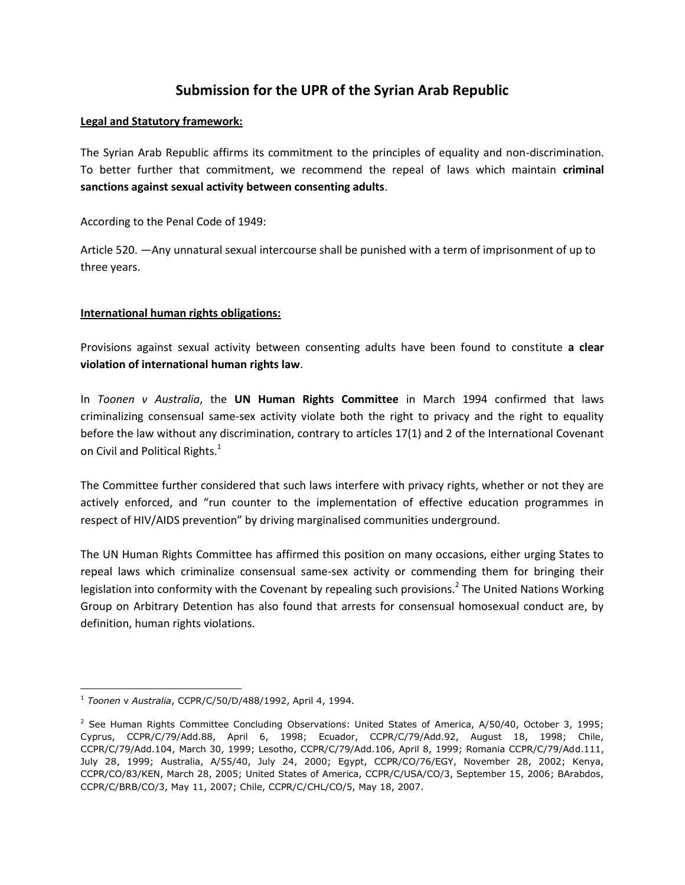# Submission for the UPR of the Syrian Arab Republic

**Legal and Statutory framework:**

The Syrian Arab Republic affirms its commitment to the principles of equality and non-discrimination. To better further that commitment, we recommend the repeal of laws which maintain **criminal sanctions against sexual activity between consenting adults**.

According to the Penal Code of 1949:

Article 520. —Any unnatural sexual intercourse shall be punished with a term of imprisonment of up to three years.

**International human rights obligations:**

Provisions against sexual activity between consenting adults have been found to constitute **a clear violation of international human rights law**.

In *Toonen v Australia*, the **UN Human Rights Committee** in March 1994 confirmed that laws criminalizing consensual same-sex activity violate both the right to privacy and the right to equality before the law without any discrimination, contrary to articles 17(1) and 2 of the International Covenant on Civil and Political Rights.[1]

The Committee further considered that such laws interfere with privacy rights, whether or not they are actively enforced, and "run counter to the implementation of effective education programmes in respect of HIV/AIDS prevention" by driving marginalised communities underground.

The UN Human Rights Committee has affirmed this position on many occasions, either urging States to repeal laws which criminalize consensual same-sex activity or commending them for bringing their legislation into conformity with the Covenant by repealing such provisions.[2] The United Nations Working Group on Arbitrary Detention has also found that arrests for consensual homosexual conduct are, by definition, human rights violations.

---

[1] *Toonen* v *Australia*, CCPR/C/50/D/488/1992, April 4, 1994.

[2] See Human Rights Committee Concluding Observations: United States of America, A/50/40, October 3, 1995; Cyprus, CCPR/C/79/Add.88, April 6, 1998; Ecuador, CCPR/C/79/Add.92, August 18, 1998; Chile, CCPR/C/79/Add.104, March 30, 1999; Lesotho, CCPR/C/79/Add.106, April 8, 1999; Romania CCPR/C/79/Add.111, July 28, 1999; Australia, A/55/40, July 24, 2000; Egypt, CCPR/CO/76/EGY, November 28, 2002; Kenya, CCPR/CO/83/KEN, March 28, 2005; United States of America, CCPR/C/USA/CO/3, September 15, 2006; BArabdos, CCPR/C/BRB/CO/3, May 11, 2007; Chile, CCPR/C/CHL/CO/5, May 18, 2007.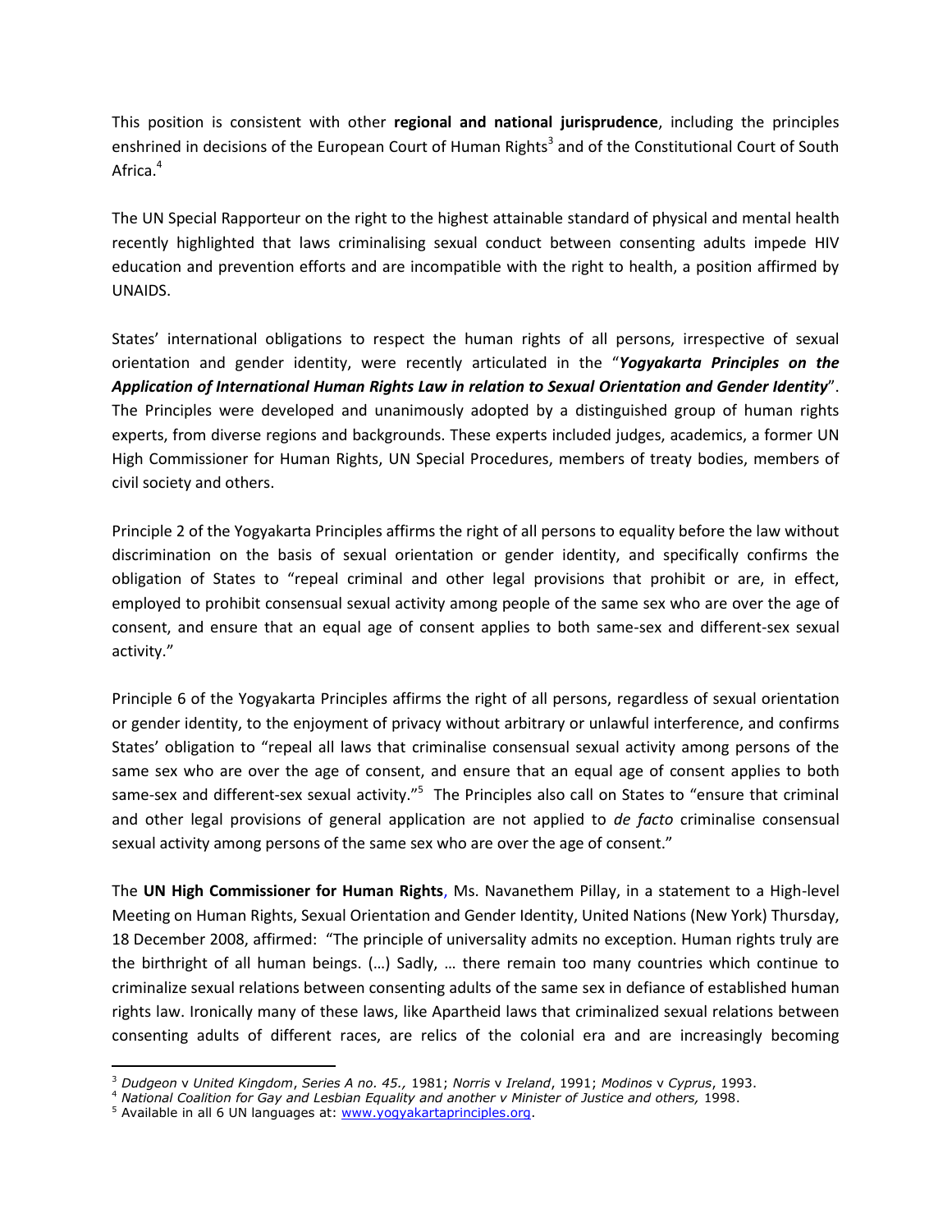This position is consistent with other **regional and national jurisprudence**, including the principles enshrined in decisions of the European Court of Human Rights[3] and of the Constitutional Court of South Africa.[4]

The UN Special Rapporteur on the right to the highest attainable standard of physical and mental health recently highlighted that laws criminalising sexual conduct between consenting adults impede HIV education and prevention efforts and are incompatible with the right to health, a position affirmed by UNAIDS.

States' international obligations to respect the human rights of all persons, irrespective of sexual orientation and gender identity, were recently articulated in the "***Yogyakarta Principles on the Application of International Human Rights Law in relation to Sexual Orientation and Gender Identity***". The Principles were developed and unanimously adopted by a distinguished group of human rights experts, from diverse regions and backgrounds. These experts included judges, academics, a former UN High Commissioner for Human Rights, UN Special Procedures, members of treaty bodies, members of civil society and others.

Principle 2 of the Yogyakarta Principles affirms the right of all persons to equality before the law without discrimination on the basis of sexual orientation or gender identity, and specifically confirms the obligation of States to "repeal criminal and other legal provisions that prohibit or are, in effect, employed to prohibit consensual sexual activity among people of the same sex who are over the age of consent, and ensure that an equal age of consent applies to both same-sex and different-sex sexual activity."

Principle 6 of the Yogyakarta Principles affirms the right of all persons, regardless of sexual orientation or gender identity, to the enjoyment of privacy without arbitrary or unlawful interference, and confirms States' obligation to "repeal all laws that criminalise consensual sexual activity among persons of the same sex who are over the age of consent, and ensure that an equal age of consent applies to both same-sex and different-sex sexual activity."[5] The Principles also call on States to "ensure that criminal and other legal provisions of general application are not applied to *de facto* criminalise consensual sexual activity among persons of the same sex who are over the age of consent."

The **UN High Commissioner for Human Rights**, Ms. Navanethem Pillay, in a statement to a High-level Meeting on Human Rights, Sexual Orientation and Gender Identity, United Nations (New York) Thursday, 18 December 2008, affirmed: "The principle of universality admits no exception. Human rights truly are the birthright of all human beings. (…) Sadly, … there remain too many countries which continue to criminalize sexual relations between consenting adults of the same sex in defiance of established human rights law. Ironically many of these laws, like Apartheid laws that criminalized sexual relations between consenting adults of different races, are relics of the colonial era and are increasingly becoming

---

[3] *Dudgeon* v *United Kingdom*, *Series A no. 45.,* 1981; *Norris* v *Ireland*, 1991; *Modinos* v *Cyprus*, 1993.

[4] *National Coalition for Gay and Lesbian Equality and another v Minister of Justice and others,* 1998.

[5] Available in all 6 UN languages at: www.yogyakartaprinciples.org.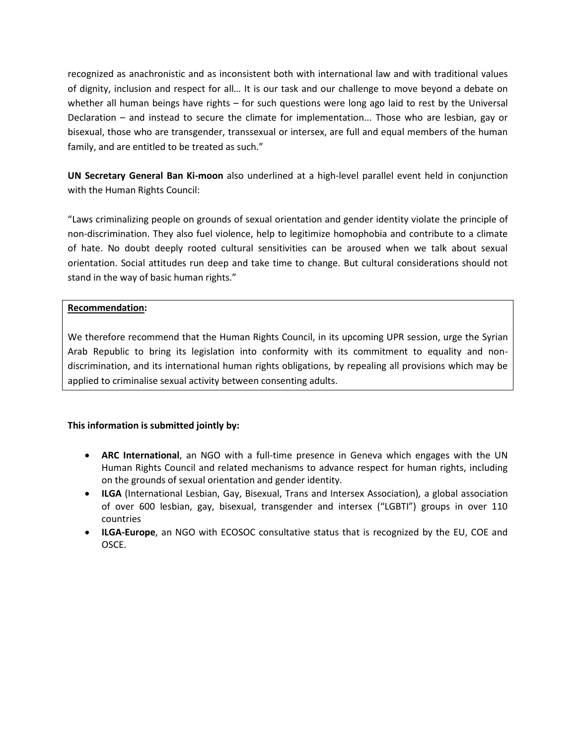recognized as anachronistic and as inconsistent both with international law and with traditional values of dignity, inclusion and respect for all… It is our task and our challenge to move beyond a debate on whether all human beings have rights – for such questions were long ago laid to rest by the Universal Declaration – and instead to secure the climate for implementation... Those who are lesbian, gay or bisexual, those who are transgender, transsexual or intersex, are full and equal members of the human family, and are entitled to be treated as such."

**UN Secretary General Ban Ki-moon** also underlined at a high-level parallel event held in conjunction with the Human Rights Council:

"Laws criminalizing people on grounds of sexual orientation and gender identity violate the principle of non-discrimination. They also fuel violence, help to legitimize homophobia and contribute to a climate of hate. No doubt deeply rooted cultural sensitivities can be aroused when we talk about sexual orientation. Social attitudes run deep and take time to change. But cultural considerations should not stand in the way of basic human rights."

**Recommendation:**

We therefore recommend that the Human Rights Council, in its upcoming UPR session, urge the Syrian Arab Republic to bring its legislation into conformity with its commitment to equality and non-discrimination, and its international human rights obligations, by repealing all provisions which may be applied to criminalise sexual activity between consenting adults.

**This information is submitted jointly by:**

- **ARC International**, an NGO with a full-time presence in Geneva which engages with the UN Human Rights Council and related mechanisms to advance respect for human rights, including on the grounds of sexual orientation and gender identity.
- **ILGA** (International Lesbian, Gay, Bisexual, Trans and Intersex Association), a global association of over 600 lesbian, gay, bisexual, transgender and intersex ("LGBTI") groups in over 110 countries
- **ILGA-Europe**, an NGO with ECOSOC consultative status that is recognized by the EU, COE and OSCE.